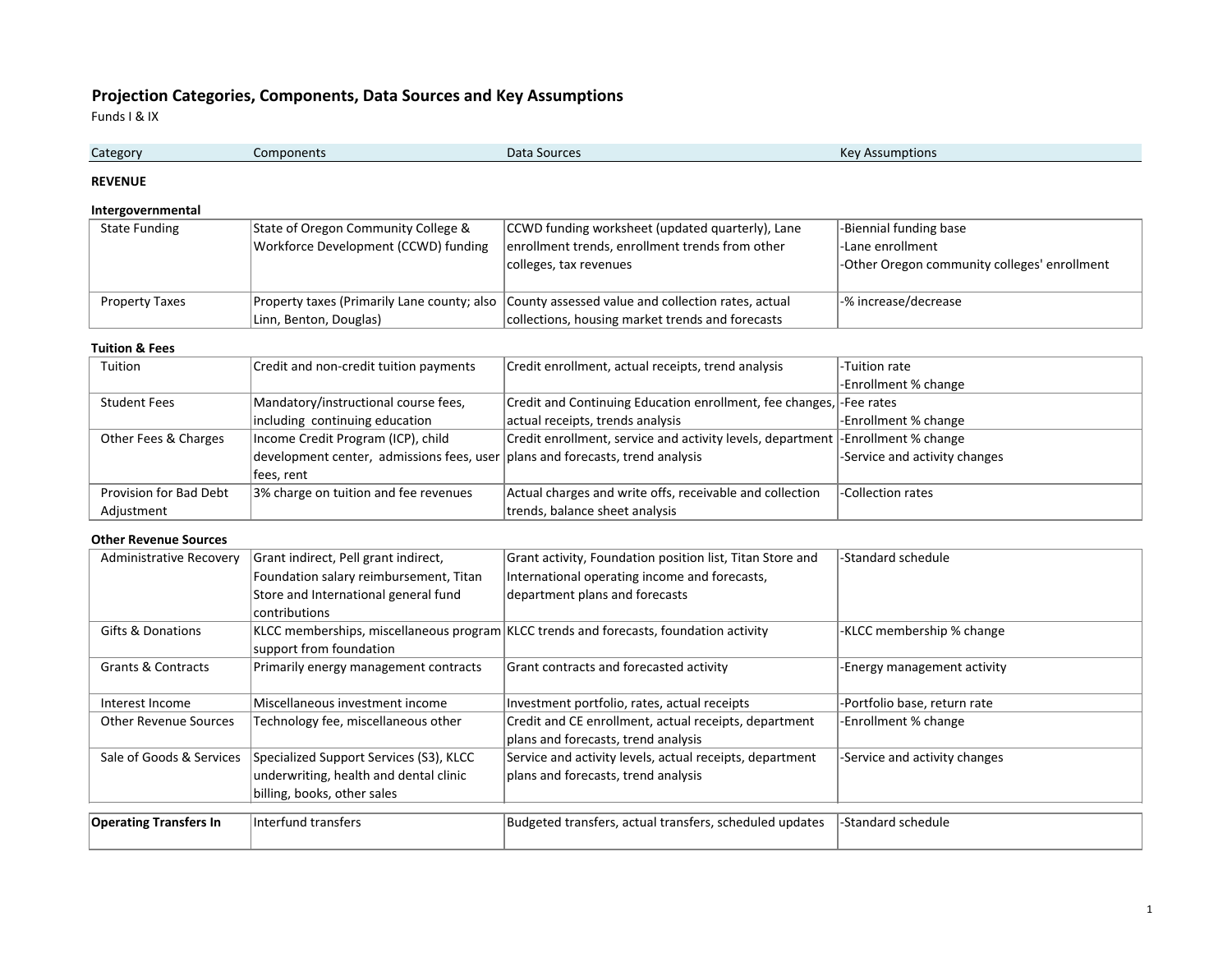## Projection Categories, Components, Data Sources and Key Assumptions

Funds I & IX

| Category | Components | Data Sources | Key Assumptions |
|---|---|---|---|
| **REVENUE** | | | |
| **Intergovernmental** | | | |
| State Funding | State of Oregon Community College & Workforce Development (CCWD) funding | CCWD funding worksheet (updated quarterly), Lane enrollment trends, enrollment trends from other colleges, tax revenues | -Biennial funding base<br>-Lane enrollment<br>-Other Oregon community colleges' enrollment |
| Property Taxes | Property taxes (Primarily Lane county; also Linn, Benton, Douglas) | County assessed value and collection rates, actual collections, housing market trends and forecasts | -% increase/decrease |
| **Tuition & Fees** | | | |
| Tuition | Credit and non-credit tuition payments | Credit enrollment, actual receipts, trend analysis | -Tuition rate<br>-Enrollment % change |
| Student Fees | Mandatory/instructional course fees, including continuing education | Credit and Continuing Education enrollment, fee changes, actual receipts, trends analysis | -Fee rates<br>-Enrollment % change |
| Other Fees & Charges | Income Credit Program (ICP), child development center, admissions fees, user fees, rent | Credit enrollment, service and activity levels, department plans and forecasts, trend analysis | -Enrollment % change<br>-Service and activity changes |
| Provision for Bad Debt Adjustment | 3% charge on tuition and fee revenues | Actual charges and write offs, receivable and collection trends, balance sheet analysis | -Collection rates |
| **Other Revenue Sources** | | | |
| Administrative Recovery | Grant indirect, Pell grant indirect, Foundation salary reimbursement, Titan Store and International general fund contributions | Grant activity, Foundation position list, Titan Store and International operating income and forecasts, department plans and forecasts | -Standard schedule |
| Gifts & Donations | KLCC memberships, miscellaneous program support from foundation | KLCC trends and forecasts, foundation activity | -KLCC membership % change |
| Grants & Contracts | Primarily energy management contracts | Grant contracts and forecasted activity | -Energy management activity |
| Interest Income | Miscellaneous investment income | Investment portfolio, rates, actual receipts | -Portfolio base, return rate |
| Other Revenue Sources | Technology fee, miscellaneous other | Credit and CE enrollment, actual receipts, department plans and forecasts, trend analysis | -Enrollment % change |
| Sale of Goods & Services | Specialized Support Services (S3), KLCC underwriting, health and dental clinic billing, books, other sales | Service and activity levels, actual receipts, department plans and forecasts, trend analysis | -Service and activity changes |
| **Operating Transfers In** | Interfund transfers | Budgeted transfers, actual transfers, scheduled updates | -Standard schedule |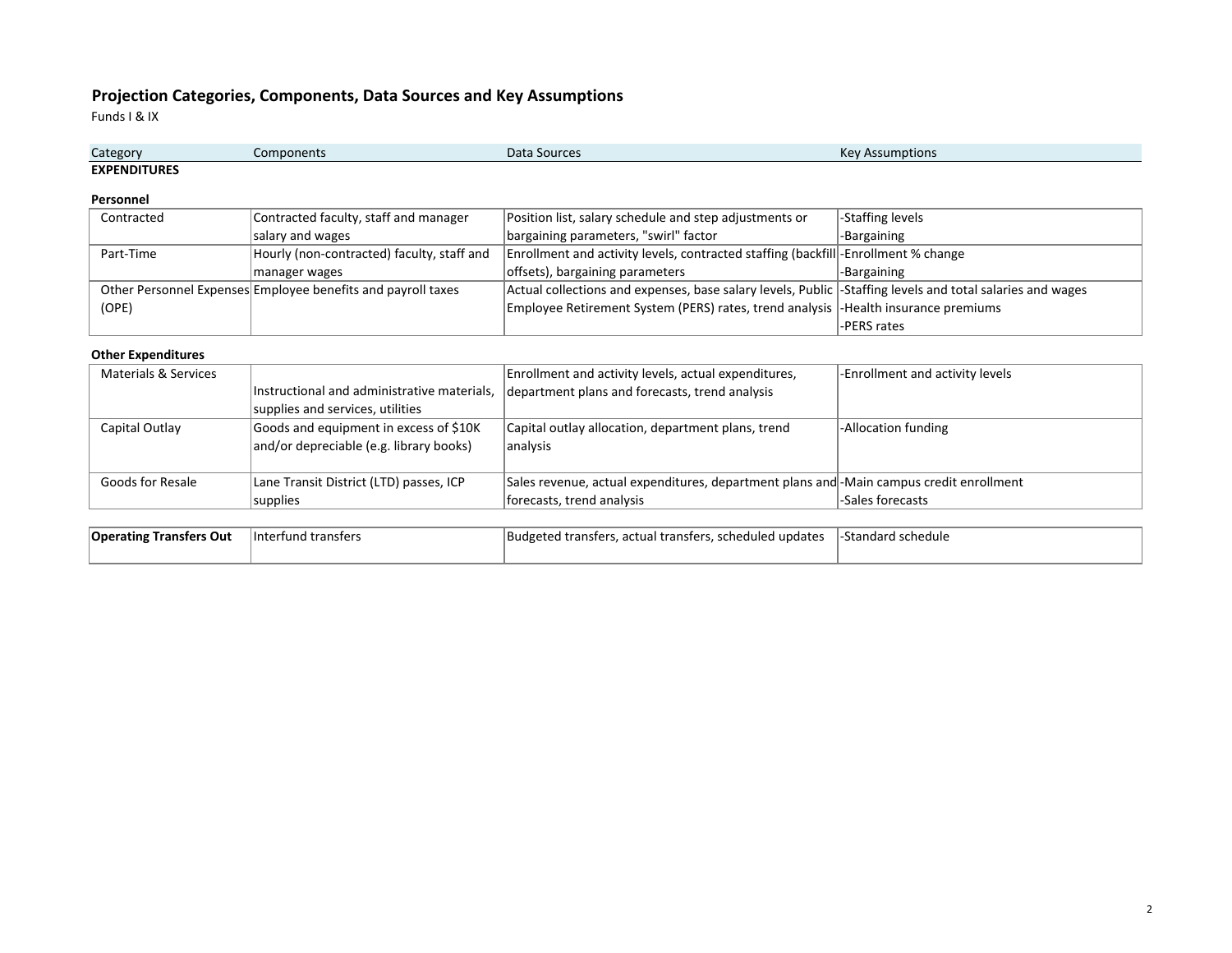## Projection Categories, Components, Data Sources and Key Assumptions

Funds I & IX

| Category | Components | Data Sources | Key Assumptions |
|---|---|---|---|
| **EXPENDITURES** | | | |
| **Personnel** | | | |
| Contracted | Contracted faculty, staff and manager salary and wages | Position list, salary schedule and step adjustments or bargaining parameters, "swirl" factor | -Staffing levels<br>-Bargaining |
| Part-Time | Hourly (non-contracted) faculty, staff and manager wages | Enrollment and activity levels, contracted staffing (backfill offsets), bargaining parameters | -Enrollment % change<br>-Bargaining |
| Other Personnel Expenses (OPE) | Employee benefits and payroll taxes | Actual collections and expenses, base salary levels, Public Employee Retirement System (PERS) rates, trend analysis | -Staffing levels and total salaries and wages<br>-Health insurance premiums<br>-PERS rates |
| **Other Expenditures** | | | |
| Materials & Services | Instructional and administrative materials, supplies and services, utilities | Enrollment and activity levels, actual expenditures, department plans and forecasts, trend analysis | -Enrollment and activity levels |
| Capital Outlay | Goods and equipment in excess of $10K and/or depreciable (e.g. library books) | Capital outlay allocation, department plans, trend analysis | -Allocation funding |
| Goods for Resale | Lane Transit District (LTD) passes, ICP supplies | Sales revenue, actual expenditures, department plans and forecasts, trend analysis | -Main campus credit enrollment<br>-Sales forecasts |
| **Operating Transfers Out** | Interfund transfers | Budgeted transfers, actual transfers, scheduled updates | -Standard schedule |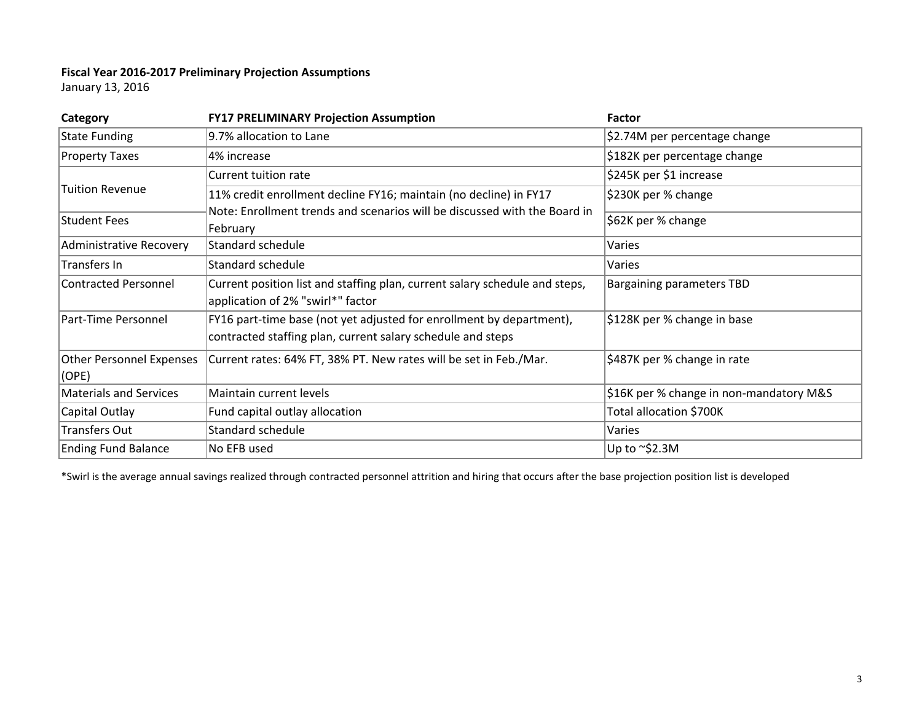**Fiscal Year 2016-2017 Preliminary Projection Assumptions**
January 13, 2016

| Category | FY17 PRELIMINARY Projection Assumption | Factor |
|---|---|---|
| State Funding | 9.7% allocation to Lane | $2.74M per percentage change |
| Property Taxes | 4% increase | $182K per percentage change |
| Tuition Revenue | Current tuition rate | $245K per $1 increase |
| | 11% credit enrollment decline FY16; maintain (no decline) in FY17 Note: Enrollment trends and scenarios will be discussed with the Board in February | $230K per % change |
| Student Fees | | $62K per % change |
| Administrative Recovery | Standard schedule | Varies |
| Transfers In | Standard schedule | Varies |
| Contracted Personnel | Current position list and staffing plan, current salary schedule and steps, application of 2% "swirl*" factor | Bargaining parameters TBD |
| Part-Time Personnel | FY16 part-time base (not yet adjusted for enrollment by department), contracted staffing plan, current salary schedule and steps | $128K per % change in base |
| Other Personnel Expenses (OPE) | Current rates: 64% FT, 38% PT. New rates will be set in Feb./Mar. | $487K per % change in rate |
| Materials and Services | Maintain current levels | $16K per % change in non-mandatory M&S |
| Capital Outlay | Fund capital outlay allocation | Total allocation $700K |
| Transfers Out | Standard schedule | Varies |
| Ending Fund Balance | No EFB used | Up to ~$2.3M |

*Swirl is the average annual savings realized through contracted personnel attrition and hiring that occurs after the base projection position list is developed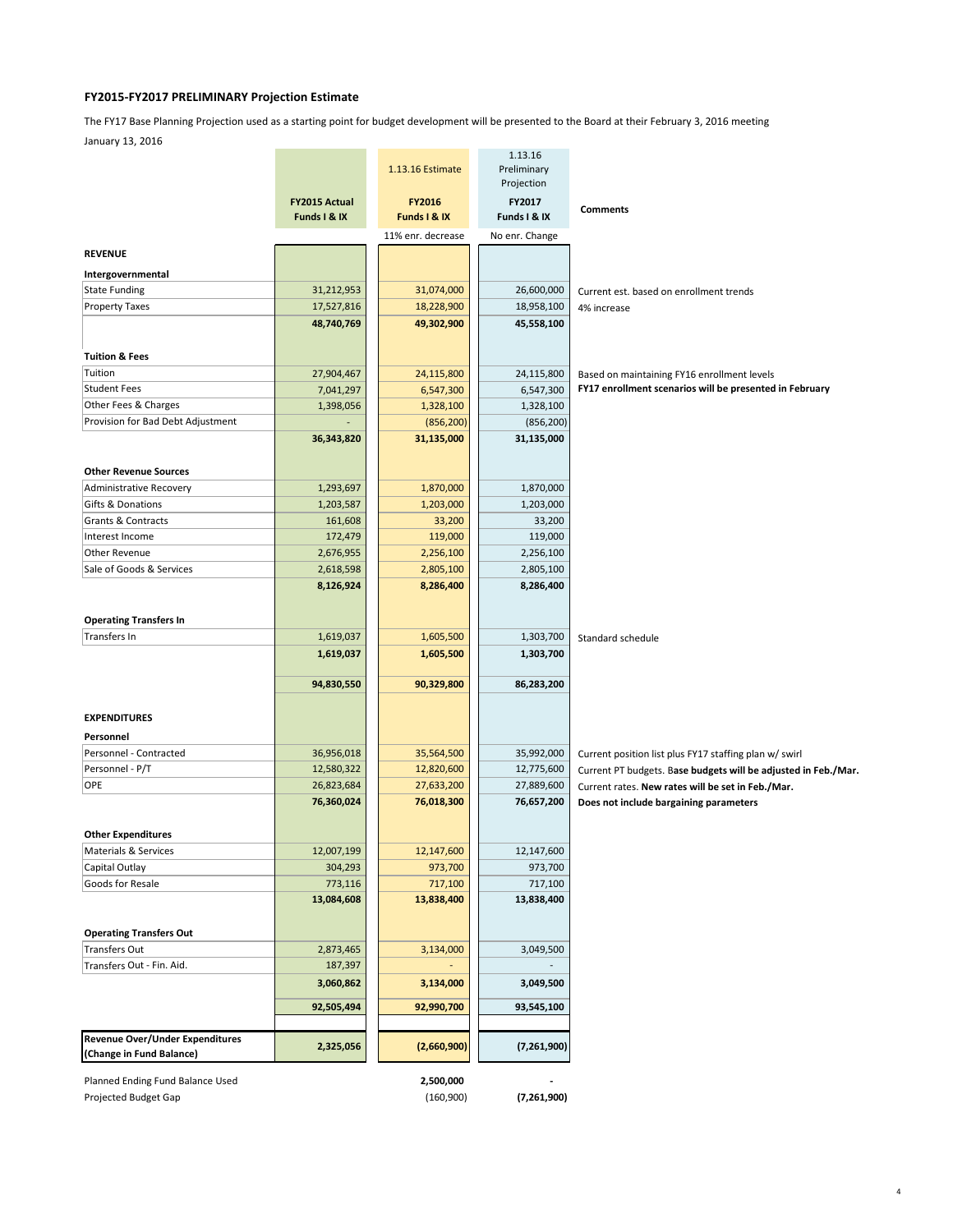### FY2015-FY2017 PRELIMINARY Projection Estimate

The FY17 Base Planning Projection used as a starting point for budget development will be presented to the Board at their February 3, 2016 meeting

January 13, 2016

| | FY2015 Actual Funds I & IX | 1.13.16 Estimate FY2016 Funds I & IX | 1.13.16 Preliminary Projection FY2017 Funds I & IX | Comments |
|---|---|---|---|---|
| | | 11% enr. decrease | No enr. Change | |
| **REVENUE** | | | | |
| **Intergovernmental** | | | | |
| State Funding | 31,212,953 | 31,074,000 | 26,600,000 | Current est. based on enrollment trends |
| Property Taxes | 17,527,816 | 18,228,900 | 18,958,100 | 4% increase |
| | **48,740,769** | **49,302,900** | **45,558,100** | |
| **Tuition & Fees** | | | | |
| Tuition | 27,904,467 | 24,115,800 | 24,115,800 | Based on maintaining FY16 enrollment levels |
| Student Fees | 7,041,297 | 6,547,300 | 6,547,300 | **FY17 enrollment scenarios will be presented in February** |
| Other Fees & Charges | 1,398,056 | 1,328,100 | 1,328,100 | |
| Provision for Bad Debt Adjustment | - | (856,200) | (856,200) | |
| | **36,343,820** | **31,135,000** | **31,135,000** | |
| **Other Revenue Sources** | | | | |
| Administrative Recovery | 1,293,697 | 1,870,000 | 1,870,000 | |
| Gifts & Donations | 1,203,587 | 1,203,000 | 1,203,000 | |
| Grants & Contracts | 161,608 | 33,200 | 33,200 | |
| Interest Income | 172,479 | 119,000 | 119,000 | |
| Other Revenue | 2,676,955 | 2,256,100 | 2,256,100 | |
| Sale of Goods & Services | 2,618,598 | 2,805,100 | 2,805,100 | |
| | **8,126,924** | **8,286,400** | **8,286,400** | |
| **Operating Transfers In** | | | | |
| Transfers In | 1,619,037 | 1,605,500 | 1,303,700 | Standard schedule |
| | **1,619,037** | **1,605,500** | **1,303,700** | |
| | **94,830,550** | **90,329,800** | **86,283,200** | |
| **EXPENDITURES** | | | | |
| **Personnel** | | | | |
| Personnel - Contracted | 36,956,018 | 35,564,500 | 35,992,000 | Current position list plus FY17 staffing plan w/ swirl |
| Personnel - P/T | 12,580,322 | 12,820,600 | 12,775,600 | Current PT budgets. B**ase budgets will be adjusted in Feb./Mar.** |
| OPE | 26,823,684 | 27,633,200 | 27,889,600 | Current rates. **New rates will be set in Feb./Mar.** |
| | **76,360,024** | **76,018,300** | **76,657,200** | **Does not include bargaining parameters** |
| **Other Expenditures** | | | | |
| Materials & Services | 12,007,199 | 12,147,600 | 12,147,600 | |
| Capital Outlay | 304,293 | 973,700 | 973,700 | |
| Goods for Resale | 773,116 | 717,100 | 717,100 | |
| | **13,084,608** | **13,838,400** | **13,838,400** | |
| **Operating Transfers Out** | | | | |
| Transfers Out | 2,873,465 | 3,134,000 | 3,049,500 | |
| Transfers Out - Fin. Aid. | 187,397 | - | - | |
| | **3,060,862** | **3,134,000** | **3,049,500** | |
| | **92,505,494** | **92,990,700** | **93,545,100** | |
| **Revenue Over/Under Expenditures (Change in Fund Balance)** | **2,325,056** | **(2,660,900)** | **(7,261,900)** | |
| Planned Ending Fund Balance Used | | **2,500,000** | **-** | |
| Projected Budget Gap | | (160,900) | **(7,261,900)** | |